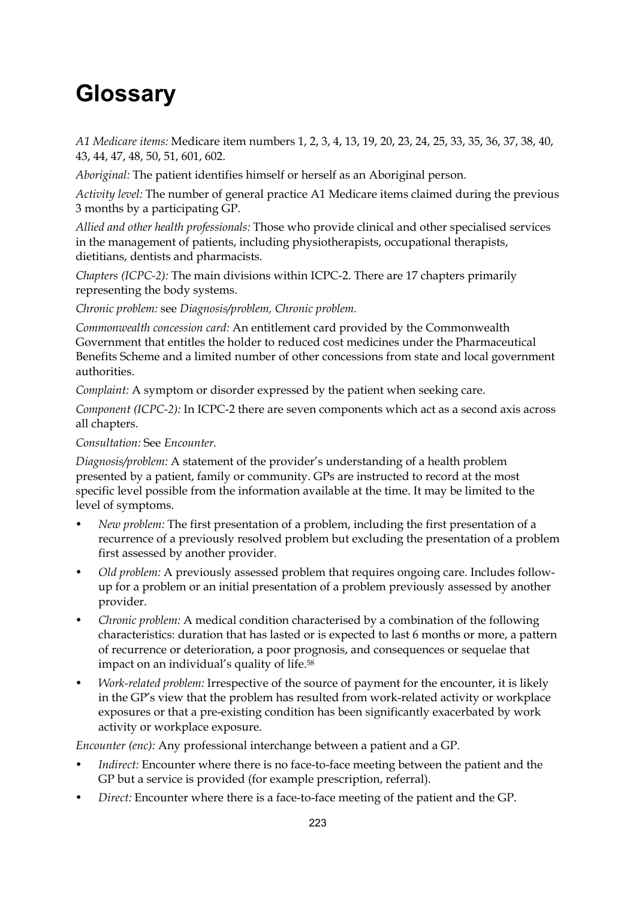# Glossary

*A1 Medicare items:* Medicare item numbers 1, 2, 3, 4, 13, 19, 20, 23, 24, 25, 33, 35, 36, 37, 38, 40, 43, 44, 47, 48, 50, 51, 601, 602.

*Aboriginal:* The patient identifies himself or herself as an Aboriginal person.

*Activity level:* The number of general practice A1 Medicare items claimed during the previous 3 months by a participating GP.

*Allied and other health professionals:* Those who provide clinical and other specialised services in the management of patients, including physiotherapists, occupational therapists, dietitians, dentists and pharmacists.

*Chapters (ICPC-2):* The main divisions within ICPC-2. There are 17 chapters primarily representing the body systems.

*Chronic problem:* see *Diagnosis/problem, Chronic problem.*

*Commonwealth concession card:* An entitlement card provided by the Commonwealth Government that entitles the holder to reduced cost medicines under the Pharmaceutical Benefits Scheme and a limited number of other concessions from state and local government authorities.

*Complaint:* A symptom or disorder expressed by the patient when seeking care.

*Component (ICPC-2):* In ICPC-2 there are seven components which act as a second axis across all chapters.

*Consultation:* See *Encounter.*

*Diagnosis/problem:* A statement of the provider's understanding of a health problem presented by a patient, family or community. GPs are instructed to record at the most specific level possible from the information available at the time. It may be limited to the level of symptoms.

- *New problem:* The first presentation of a problem, including the first presentation of a recurrence of a previously resolved problem but excluding the presentation of a problem first assessed by another provider.
- *Old problem:* A previously assessed problem that requires ongoing care. Includes follow-up for a problem or an initial presentation of a problem previously assessed by another provider.
- *Chronic problem:* A medical condition characterised by a combination of the following characteristics: duration that has lasted or is expected to last 6 months or more, a pattern of recurrence or deterioration, a poor prognosis, and consequences or sequelae that impact on an individual's quality of life.[58]
- *Work-related problem:* Irrespective of the source of payment for the encounter, it is likely in the GP's view that the problem has resulted from work-related activity or workplace exposures or that a pre-existing condition has been significantly exacerbated by work activity or workplace exposure.

*Encounter (enc):* Any professional interchange between a patient and a GP.

- *Indirect:* Encounter where there is no face-to-face meeting between the patient and the GP but a service is provided (for example prescription, referral).
- *Direct:* Encounter where there is a face-to-face meeting of the patient and the GP.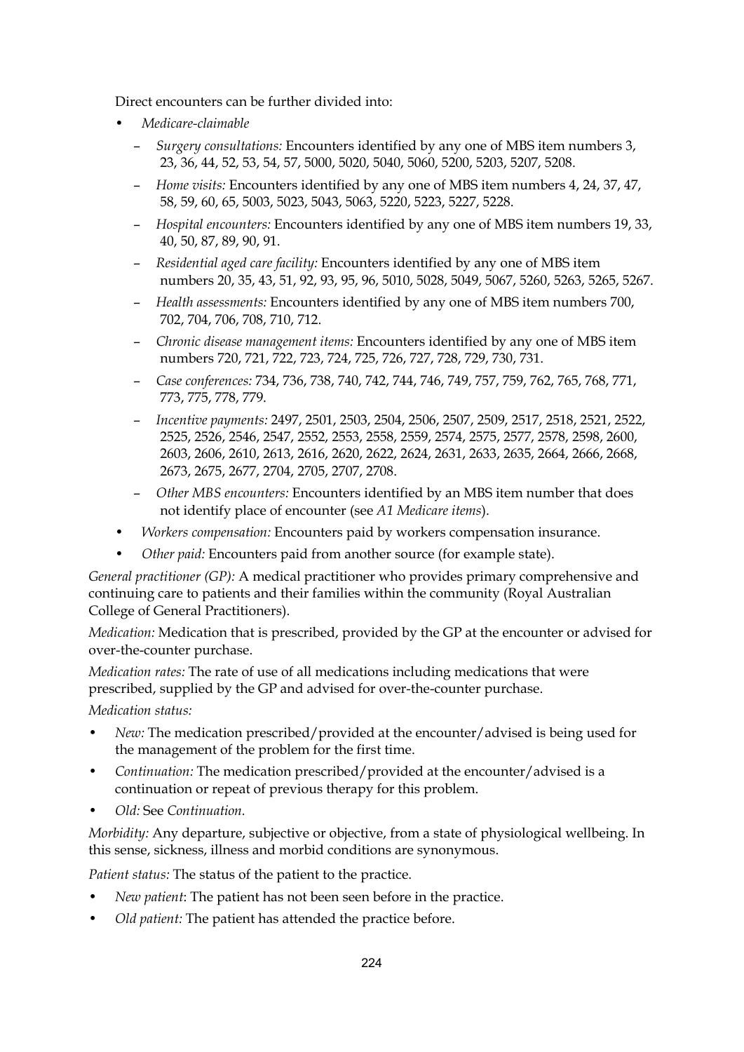Direct encounters can be further divided into:

- *Medicare-claimable*
  - *Surgery consultations:* Encounters identified by any one of MBS item numbers 3, 23, 36, 44, 52, 53, 54, 57, 5000, 5020, 5040, 5060, 5200, 5203, 5207, 5208.
  - *Home visits:* Encounters identified by any one of MBS item numbers 4, 24, 37, 47, 58, 59, 60, 65, 5003, 5023, 5043, 5063, 5220, 5223, 5227, 5228.
  - *Hospital encounters:* Encounters identified by any one of MBS item numbers 19, 33, 40, 50, 87, 89, 90, 91.
  - *Residential aged care facility:* Encounters identified by any one of MBS item numbers 20, 35, 43, 51, 92, 93, 95, 96, 5010, 5028, 5049, 5067, 5260, 5263, 5265, 5267.
  - *Health assessments:* Encounters identified by any one of MBS item numbers 700, 702, 704, 706, 708, 710, 712.
  - *Chronic disease management items:* Encounters identified by any one of MBS item numbers 720, 721, 722, 723, 724, 725, 726, 727, 728, 729, 730, 731.
  - *Case conferences:* 734, 736, 738, 740, 742, 744, 746, 749, 757, 759, 762, 765, 768, 771, 773, 775, 778, 779.
  - *Incentive payments:* 2497, 2501, 2503, 2504, 2506, 2507, 2509, 2517, 2518, 2521, 2522, 2525, 2526, 2546, 2547, 2552, 2553, 2558, 2559, 2574, 2575, 2577, 2578, 2598, 2600, 2603, 2606, 2610, 2613, 2616, 2620, 2622, 2624, 2631, 2633, 2635, 2664, 2666, 2668, 2673, 2675, 2677, 2704, 2705, 2707, 2708.
  - *Other MBS encounters:* Encounters identified by an MBS item number that does not identify place of encounter (see *A1 Medicare items*).
- *Workers compensation:* Encounters paid by workers compensation insurance.
- *Other paid:* Encounters paid from another source (for example state).

*General practitioner (GP):* A medical practitioner who provides primary comprehensive and continuing care to patients and their families within the community (Royal Australian College of General Practitioners).

*Medication:* Medication that is prescribed, provided by the GP at the encounter or advised for over-the-counter purchase.

*Medication rates:* The rate of use of all medications including medications that were prescribed, supplied by the GP and advised for over-the-counter purchase.

*Medication status:*

- *New:* The medication prescribed/provided at the encounter/advised is being used for the management of the problem for the first time.
- *Continuation:* The medication prescribed/provided at the encounter/advised is a continuation or repeat of previous therapy for this problem.
- *Old:* See *Continuation*.

*Morbidity:* Any departure, subjective or objective, from a state of physiological wellbeing. In this sense, sickness, illness and morbid conditions are synonymous.

*Patient status:* The status of the patient to the practice.

- *New patient*: The patient has not been seen before in the practice.
- *Old patient:* The patient has attended the practice before.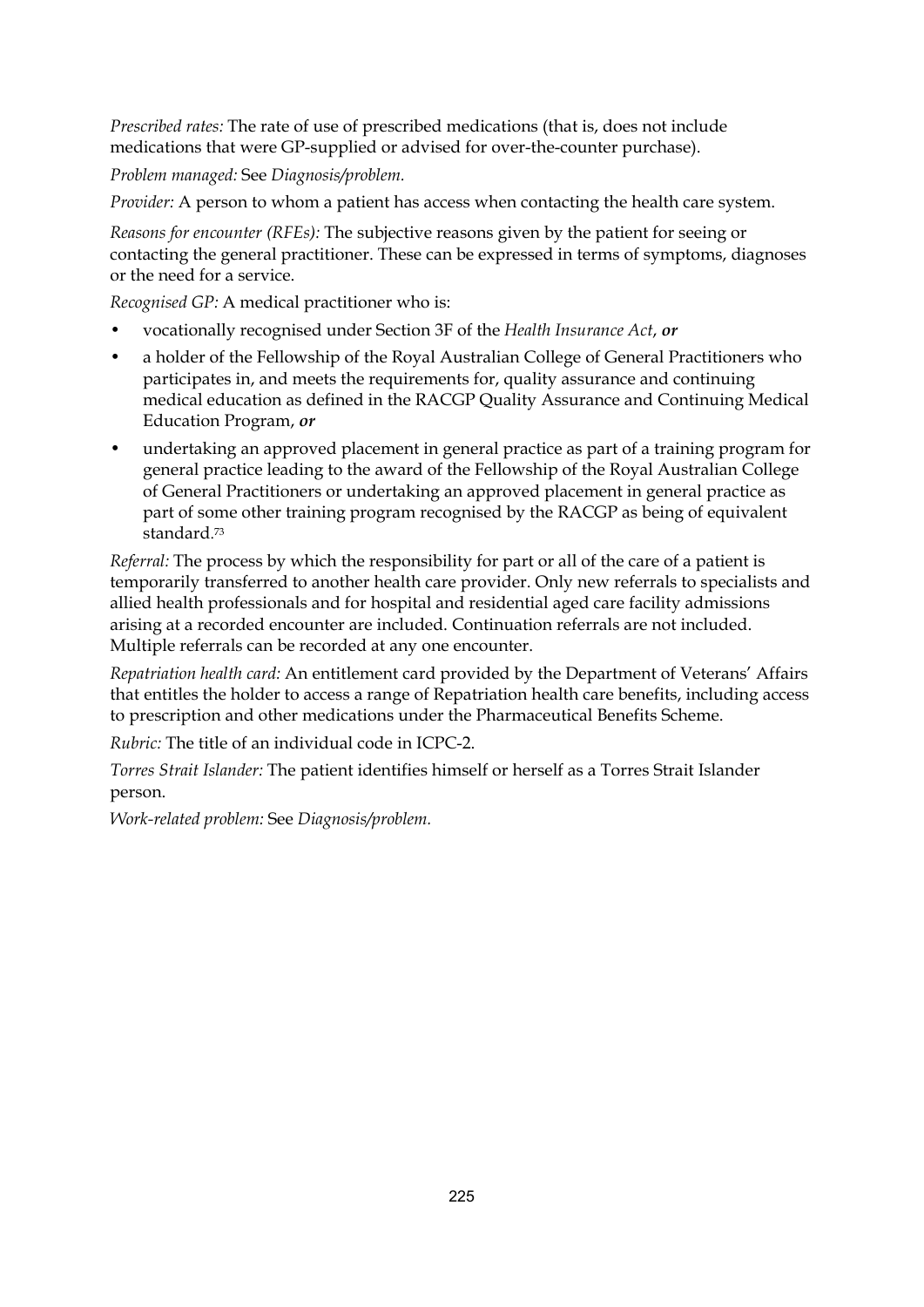*Prescribed rates:* The rate of use of prescribed medications (that is, does not include medications that were GP-supplied or advised for over-the-counter purchase).

*Problem managed:* See *Diagnosis/problem.*

*Provider:* A person to whom a patient has access when contacting the health care system.

*Reasons for encounter (RFEs):* The subjective reasons given by the patient for seeing or contacting the general practitioner. These can be expressed in terms of symptoms, diagnoses or the need for a service.

*Recognised GP:* A medical practitioner who is:

- vocationally recognised under Section 3F of the *Health Insurance Act*, ***or***
- a holder of the Fellowship of the Royal Australian College of General Practitioners who participates in, and meets the requirements for, quality assurance and continuing medical education as defined in the RACGP Quality Assurance and Continuing Medical Education Program, ***or***
- undertaking an approved placement in general practice as part of a training program for general practice leading to the award of the Fellowship of the Royal Australian College of General Practitioners or undertaking an approved placement in general practice as part of some other training program recognised by the RACGP as being of equivalent standard.[73]

*Referral:* The process by which the responsibility for part or all of the care of a patient is temporarily transferred to another health care provider. Only new referrals to specialists and allied health professionals and for hospital and residential aged care facility admissions arising at a recorded encounter are included. Continuation referrals are not included. Multiple referrals can be recorded at any one encounter.

*Repatriation health card:* An entitlement card provided by the Department of Veterans' Affairs that entitles the holder to access a range of Repatriation health care benefits, including access to prescription and other medications under the Pharmaceutical Benefits Scheme.

*Rubric:* The title of an individual code in ICPC-2.

*Torres Strait Islander:* The patient identifies himself or herself as a Torres Strait Islander person.

*Work-related problem:* See *Diagnosis/problem.*